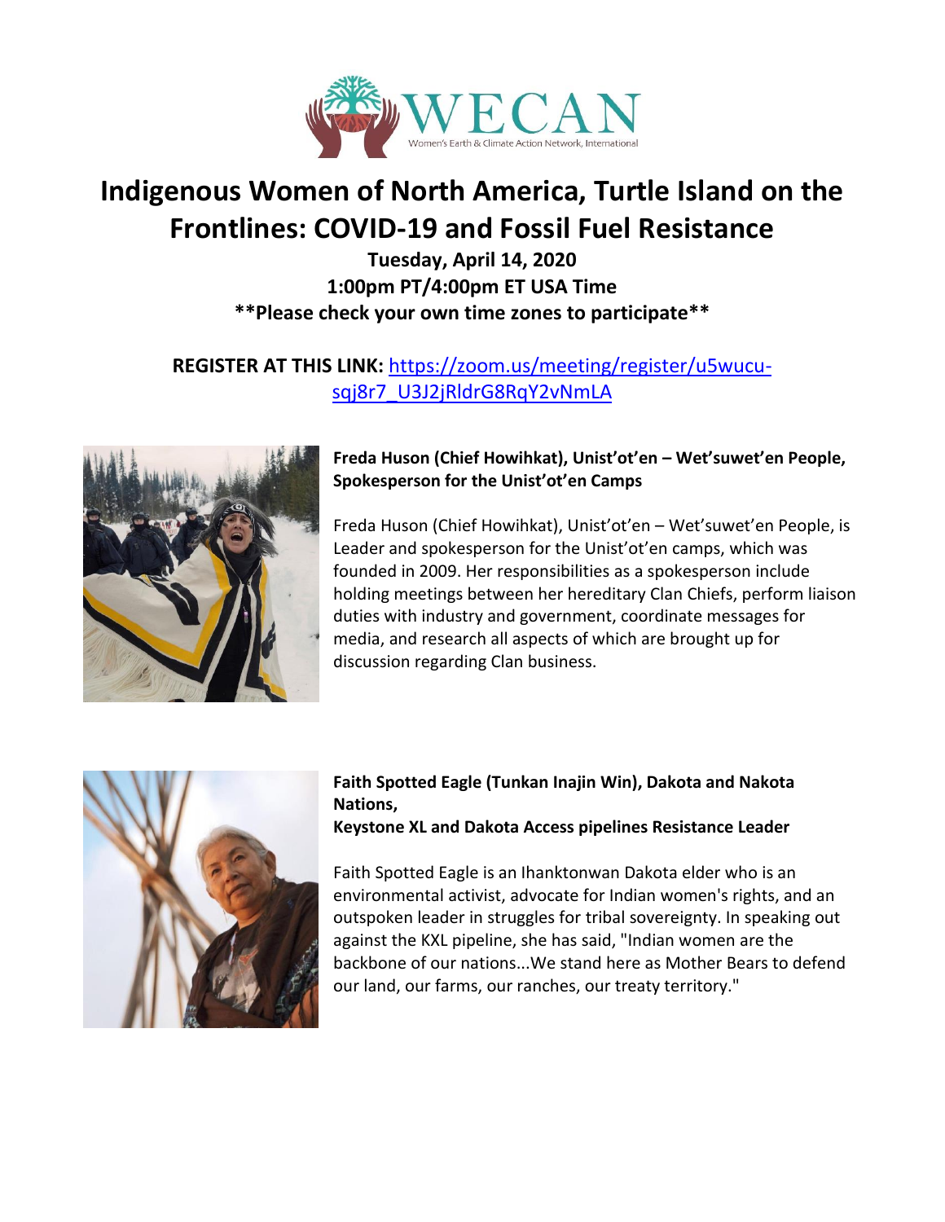WECAN

Women's Earth & Climate Action Network, International

# Indigenous Women of North America, Turtle Island on the Frontlines: COVID-19 and Fossil Fuel Resistance

**Tuesday, April 14, 2020**

**1:00pm PT/4:00pm ET USA Time**

****Please check your own time zones to participate****

**REGISTER AT THIS LINK:** https://zoom.us/meeting/register/u5wucu-sqj8r7_U3J2jRldrG8RqY2vNmLA

**Freda Huson (Chief Howihkat), Unist'ot'en – Wet'suwet'en People, Spokesperson for the Unist'ot'en Camps**

Freda Huson (Chief Howihkat), Unist'ot'en – Wet'suwet'en People, is Leader and spokesperson for the Unist'ot'en camps, which was founded in 2009. Her responsibilities as a spokesperson include holding meetings between her hereditary Clan Chiefs, perform liaison duties with industry and government, coordinate messages for media, and research all aspects of which are brought up for discussion regarding Clan business.

**Faith Spotted Eagle (Tunkan Inajin Win), Dakota and Nakota Nations,**
**Keystone XL and Dakota Access pipelines Resistance Leader**

Faith Spotted Eagle is an Ihanktonwan Dakota elder who is an environmental activist, advocate for Indian women's rights, and an outspoken leader in struggles for tribal sovereignty. In speaking out against the KXL pipeline, she has said, "Indian women are the backbone of our nations...We stand here as Mother Bears to defend our land, our farms, our ranches, our treaty territory."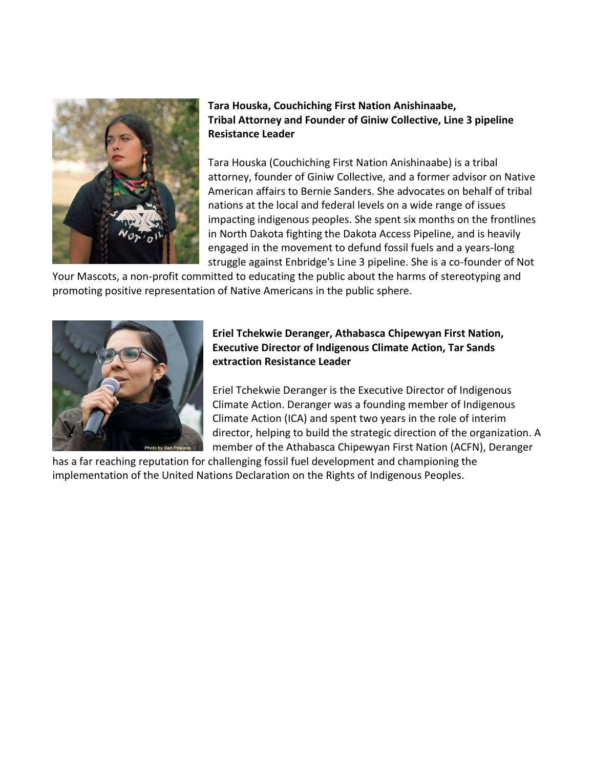**Tara Houska, Couchiching First Nation Anishinaabe, Tribal Attorney and Founder of Giniw Collective, Line 3 pipeline Resistance Leader**

Tara Houska (Couchiching First Nation Anishinaabe) is a tribal attorney, founder of Giniw Collective, and a former advisor on Native American affairs to Bernie Sanders. She advocates on behalf of tribal nations at the local and federal levels on a wide range of issues impacting indigenous peoples. She spent six months on the frontlines in North Dakota fighting the Dakota Access Pipeline, and is heavily engaged in the movement to defund fossil fuels and a years-long struggle against Enbridge's Line 3 pipeline. She is a co-founder of Not Your Mascots, a non-profit committed to educating the public about the harms of stereotyping and promoting positive representation of Native Americans in the public sphere.

**Eriel Tchekwie Deranger, Athabasca Chipewyan First Nation, Executive Director of Indigenous Climate Action, Tar Sands extraction Resistance Leader**

Photo by Ben Powless

Eriel Tchekwie Deranger is the Executive Director of Indigenous Climate Action. Deranger was a founding member of Indigenous Climate Action (ICA) and spent two years in the role of interim director, helping to build the strategic direction of the organization. A member of the Athabasca Chipewyan First Nation (ACFN), Deranger has a far reaching reputation for challenging fossil fuel development and championing the implementation of the United Nations Declaration on the Rights of Indigenous Peoples.